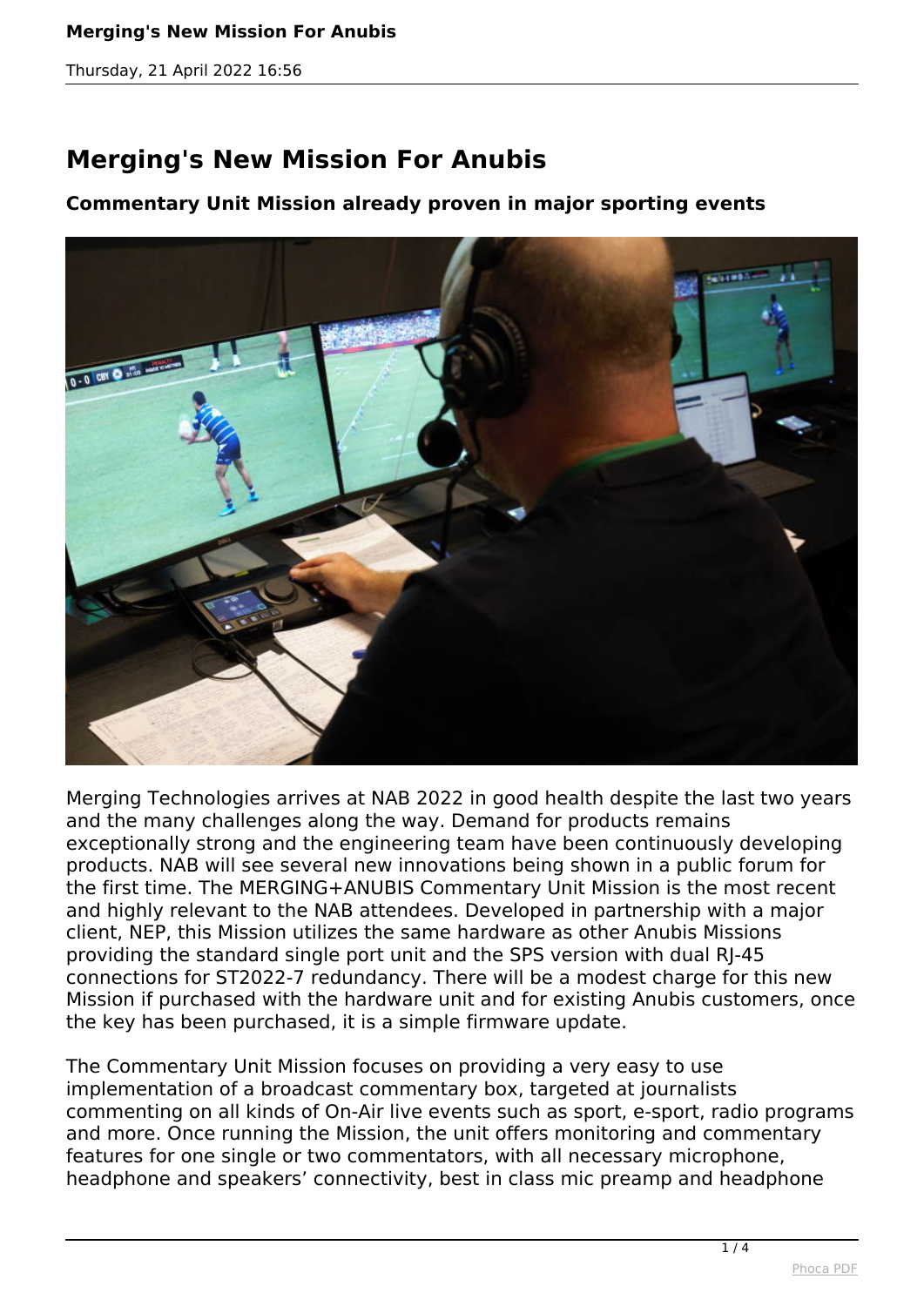# Merging's New Mission For Anubis

### Commentary Unit Mission already proven in major sporting events

Merging Technologies arrives at NAB 2022 in good health despite the last two years and the many challenges along the way. Demand for products remains exceptionally strong and the engineering team have been continuously developing products. NAB will see several new innovations being shown in a public forum for the first time. The MERGING+ANUBIS Commentary Unit Mission is the most recent and highly relevant to the NAB attendees. Developed in partnership with a major client, NEP, this Mission utilizes the same hardware as other Anubis Missions providing the standard single port unit and the SPS version with dual RJ-45 connections for ST2022-7 redundancy. There will be a modest charge for this new Mission if purchased with the hardware unit and for existing Anubis customers, once the key has been purchased, it is a simple firmware update.

The Commentary Unit Mission focuses on providing a very easy to use implementation of a broadcast commentary box, targeted at journalists commenting on all kinds of On-Air live events such as sport, e-sport, radio programs and more. Once running the Mission, the unit offers monitoring and commentary features for one single or two commentators, with all necessary microphone, headphone and speakers' connectivity, best in class mic preamp and headphone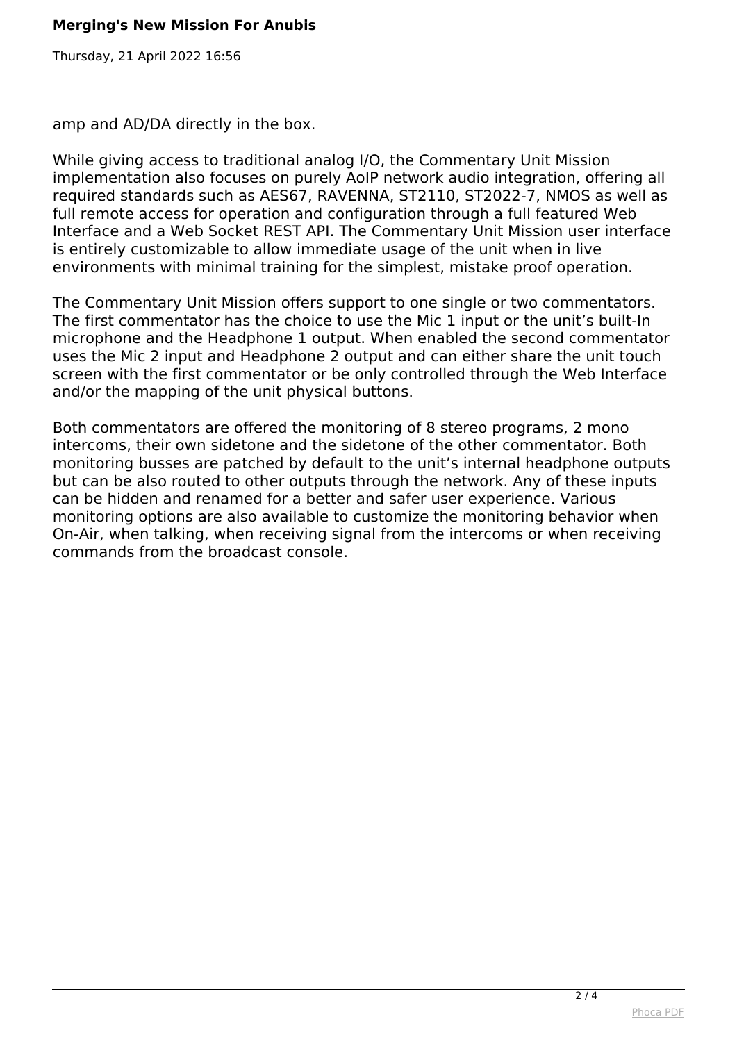amp and AD/DA directly in the box.

While giving access to traditional analog I/O, the Commentary Unit Mission implementation also focuses on purely AoIP network audio integration, offering all required standards such as AES67, RAVENNA, ST2110, ST2022-7, NMOS as well as full remote access for operation and configuration through a full featured Web Interface and a Web Socket REST API. The Commentary Unit Mission user interface is entirely customizable to allow immediate usage of the unit when in live environments with minimal training for the simplest, mistake proof operation.

The Commentary Unit Mission offers support to one single or two commentators. The first commentator has the choice to use the Mic 1 input or the unit's built-In microphone and the Headphone 1 output. When enabled the second commentator uses the Mic 2 input and Headphone 2 output and can either share the unit touch screen with the first commentator or be only controlled through the Web Interface and/or the mapping of the unit physical buttons.

Both commentators are offered the monitoring of 8 stereo programs, 2 mono intercoms, their own sidetone and the sidetone of the other commentator. Both monitoring busses are patched by default to the unit's internal headphone outputs but can be also routed to other outputs through the network. Any of these inputs can be hidden and renamed for a better and safer user experience. Various monitoring options are also available to customize the monitoring behavior when On-Air, when talking, when receiving signal from the intercoms or when receiving commands from the broadcast console.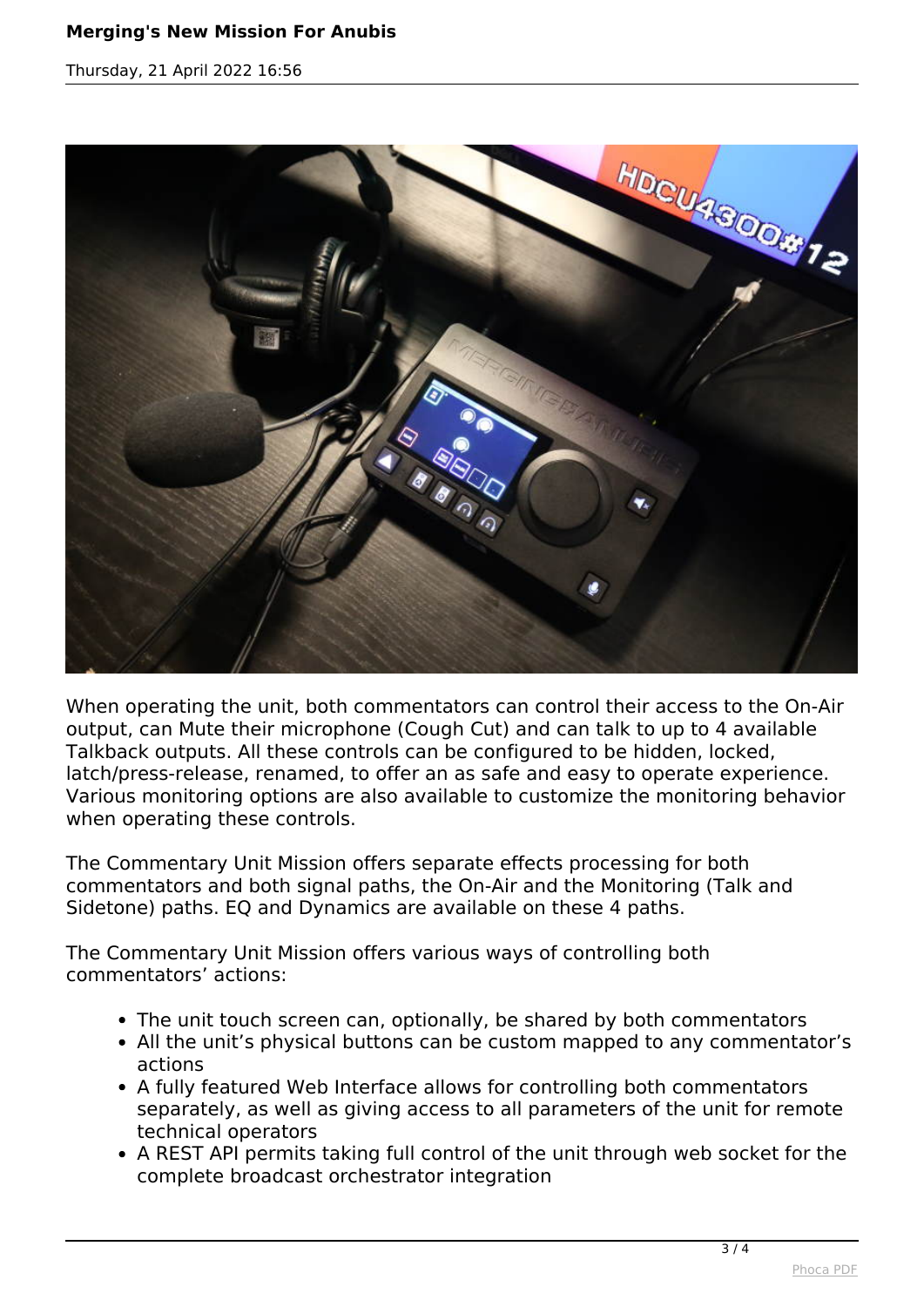When operating the unit, both commentators can control their access to the On-Air output, can Mute their microphone (Cough Cut) and can talk to up to 4 available Talkback outputs. All these controls can be configured to be hidden, locked, latch/press-release, renamed, to offer an as safe and easy to operate experience. Various monitoring options are also available to customize the monitoring behavior when operating these controls.

The Commentary Unit Mission offers separate effects processing for both commentators and both signal paths, the On-Air and the Monitoring (Talk and Sidetone) paths. EQ and Dynamics are available on these 4 paths.

The Commentary Unit Mission offers various ways of controlling both commentators' actions:

- The unit touch screen can, optionally, be shared by both commentators
- All the unit's physical buttons can be custom mapped to any commentator's actions
- A fully featured Web Interface allows for controlling both commentators separately, as well as giving access to all parameters of the unit for remote technical operators
- A REST API permits taking full control of the unit through web socket for the complete broadcast orchestrator integration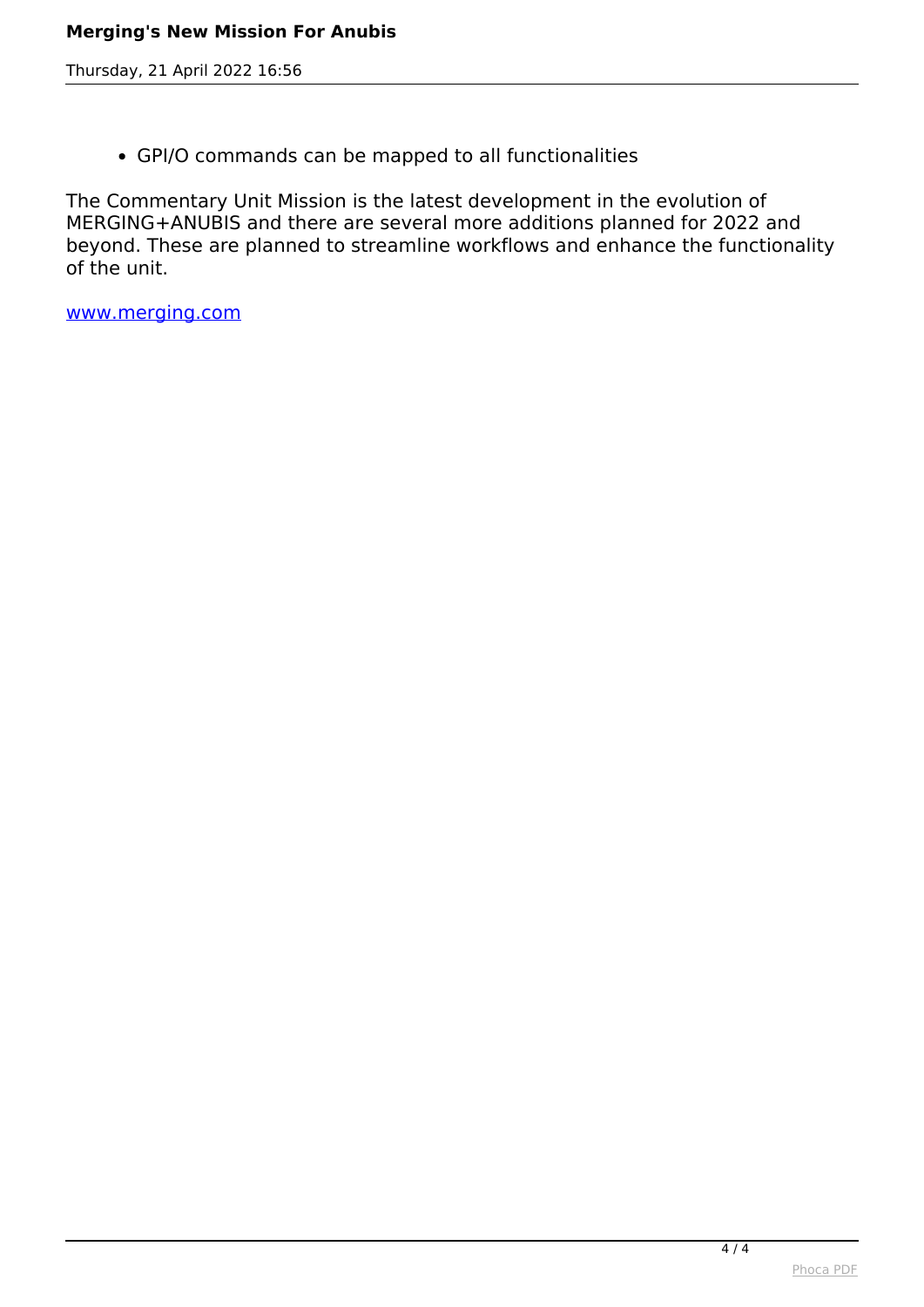- GPI/O commands can be mapped to all functionalities

The Commentary Unit Mission is the latest development in the evolution of MERGING+ANUBIS and there are several more additions planned for 2022 and beyond. These are planned to streamline workflows and enhance the functionality of the unit.

[www.merging.com](http://www.merging.com)